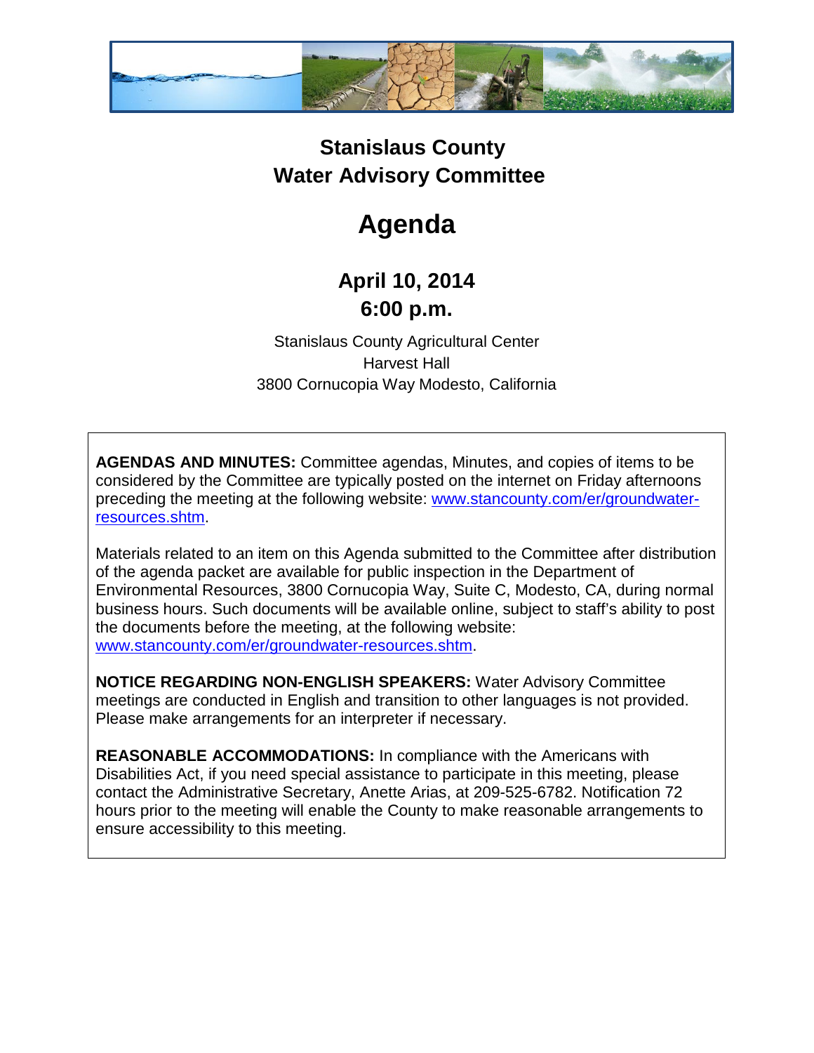# Stanislaus County
# Water Advisory Committee

# Agenda

## April 10, 2014
## 6:00 p.m.

Stanislaus County Agricultural Center
Harvest Hall
3800 Cornucopia Way Modesto, California

**AGENDAS AND MINUTES:** Committee agendas, Minutes, and copies of items to be considered by the Committee are typically posted on the internet on Friday afternoons preceding the meeting at the following website: [www.stancounty.com/er/groundwater-resources.shtm](http://www.stancounty.com/er/groundwater-resources.shtm).

Materials related to an item on this Agenda submitted to the Committee after distribution of the agenda packet are available for public inspection in the Department of Environmental Resources, 3800 Cornucopia Way, Suite C, Modesto, CA, during normal business hours. Such documents will be available online, subject to staff's ability to post the documents before the meeting, at the following website: [www.stancounty.com/er/groundwater-resources.shtm](http://www.stancounty.com/er/groundwater-resources.shtm).

**NOTICE REGARDING NON-ENGLISH SPEAKERS:** Water Advisory Committee meetings are conducted in English and transition to other languages is not provided. Please make arrangements for an interpreter if necessary.

**REASONABLE ACCOMMODATIONS:** In compliance with the Americans with Disabilities Act, if you need special assistance to participate in this meeting, please contact the Administrative Secretary, Anette Arias, at 209-525-6782. Notification 72 hours prior to the meeting will enable the County to make reasonable arrangements to ensure accessibility to this meeting.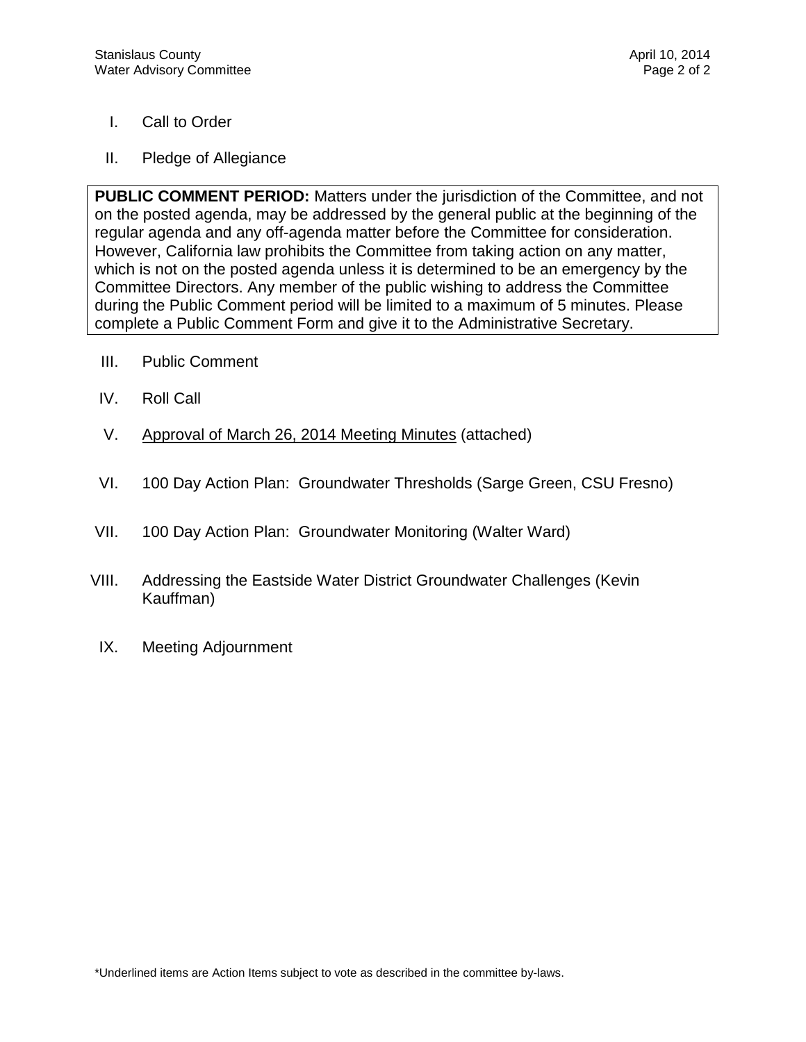I. Call to Order

II. Pledge of Allegiance

**PUBLIC COMMENT PERIOD:** Matters under the jurisdiction of the Committee, and not on the posted agenda, may be addressed by the general public at the beginning of the regular agenda and any off-agenda matter before the Committee for consideration. However, California law prohibits the Committee from taking action on any matter, which is not on the posted agenda unless it is determined to be an emergency by the Committee Directors. Any member of the public wishing to address the Committee during the Public Comment period will be limited to a maximum of 5 minutes. Please complete a Public Comment Form and give it to the Administrative Secretary.

III. Public Comment

IV. Roll Call

V. <u>Approval of March 26, 2014 Meeting Minutes</u> (attached)

VI. 100 Day Action Plan: Groundwater Thresholds (Sarge Green, CSU Fresno)

VII. 100 Day Action Plan: Groundwater Monitoring (Walter Ward)

VIII. Addressing the Eastside Water District Groundwater Challenges (Kevin Kauffman)

IX. Meeting Adjournment

*Underlined items are Action Items subject to vote as described in the committee by-laws.